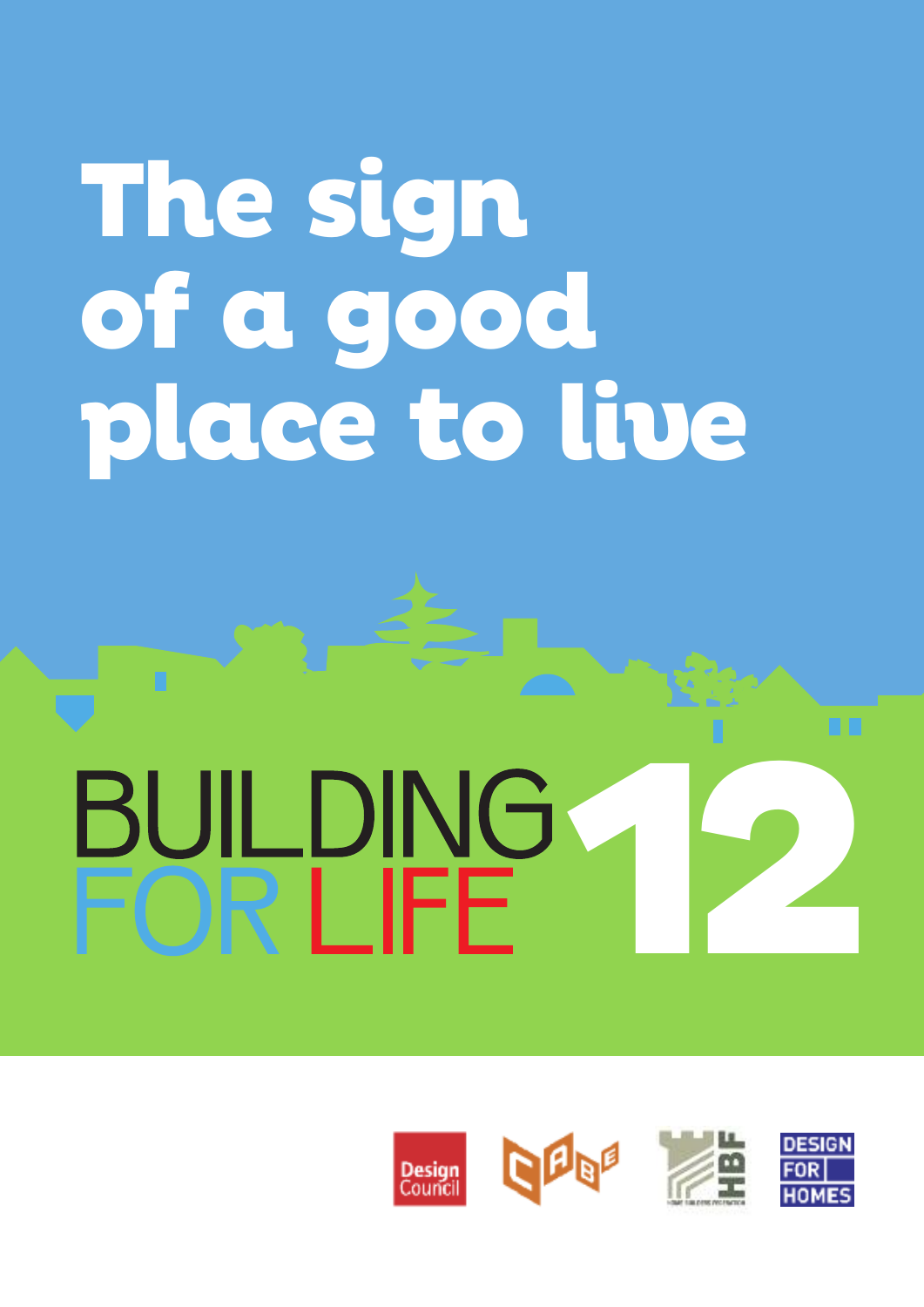# The sign of a good place to live

# BUILDING FOR LIFE 12

Design Council

CABE

HBF

DESIGN FOR HOMES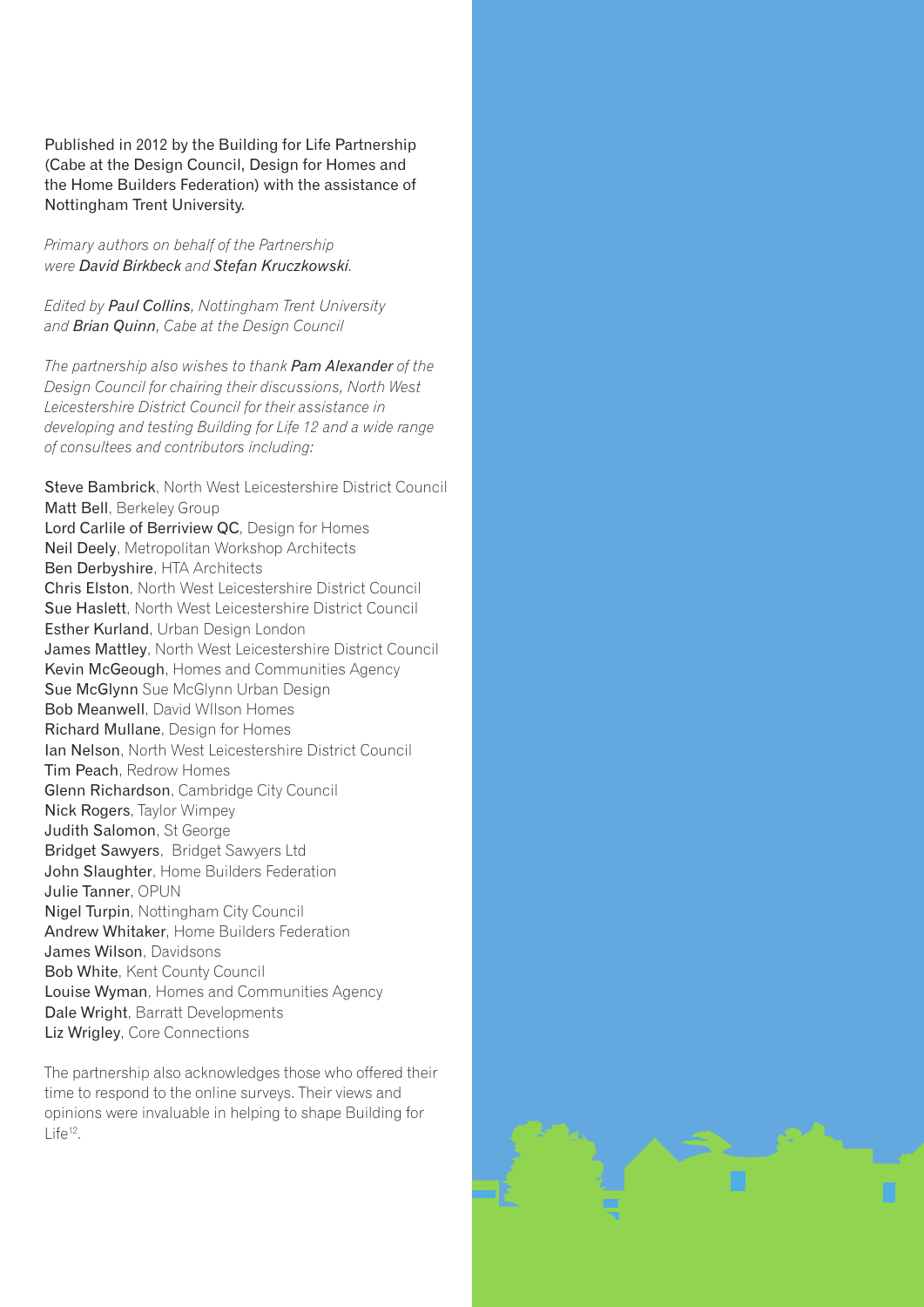Published in 2012 by the Building for Life Partnership (Cabe at the Design Council, Design for Homes and the Home Builders Federation) with the assistance of Nottingham Trent University.

*Primary authors on behalf of the Partnership were **David Birkbeck** and **Stefan Kruczkowski**.*

*Edited by **Paul Collins**, Nottingham Trent University and **Brian Quinn**, Cabe at the Design Council*

*The partnership also wishes to thank **Pam Alexander** of the Design Council for chairing their discussions, North West Leicestershire District Council for their assistance in developing and testing Building for Life 12 and a wide range of consultees and contributors including:*

Steve Bambrick, North West Leicestershire District Council
Matt Bell, Berkeley Group
Lord Carlile of Berriview QC, Design for Homes
Neil Deely, Metropolitan Workshop Architects
Ben Derbyshire, HTA Architects
Chris Elston, North West Leicestershire District Council
Sue Haslett, North West Leicestershire District Council
Esther Kurland, Urban Design London
James Mattley, North West Leicestershire District Council
Kevin McGeough, Homes and Communities Agency
Sue McGlynn Sue McGlynn Urban Design
Bob Meanwell, David WIlson Homes
Richard Mullane, Design for Homes
Ian Nelson, North West Leicestershire District Council
Tim Peach, Redrow Homes
Glenn Richardson, Cambridge City Council
Nick Rogers, Taylor Wimpey
Judith Salomon, St George
Bridget Sawyers, Bridget Sawyers Ltd
John Slaughter, Home Builders Federation
Julie Tanner, OPUN
Nigel Turpin, Nottingham City Council
Andrew Whitaker, Home Builders Federation
James Wilson, Davidsons
Bob White, Kent County Council
Louise Wyman, Homes and Communities Agency
Dale Wright, Barratt Developments
Liz Wrigley, Core Connections

The partnership also acknowledges those who offered their time to respond to the online surveys. Their views and opinions were invaluable in helping to shape Building for Life[12].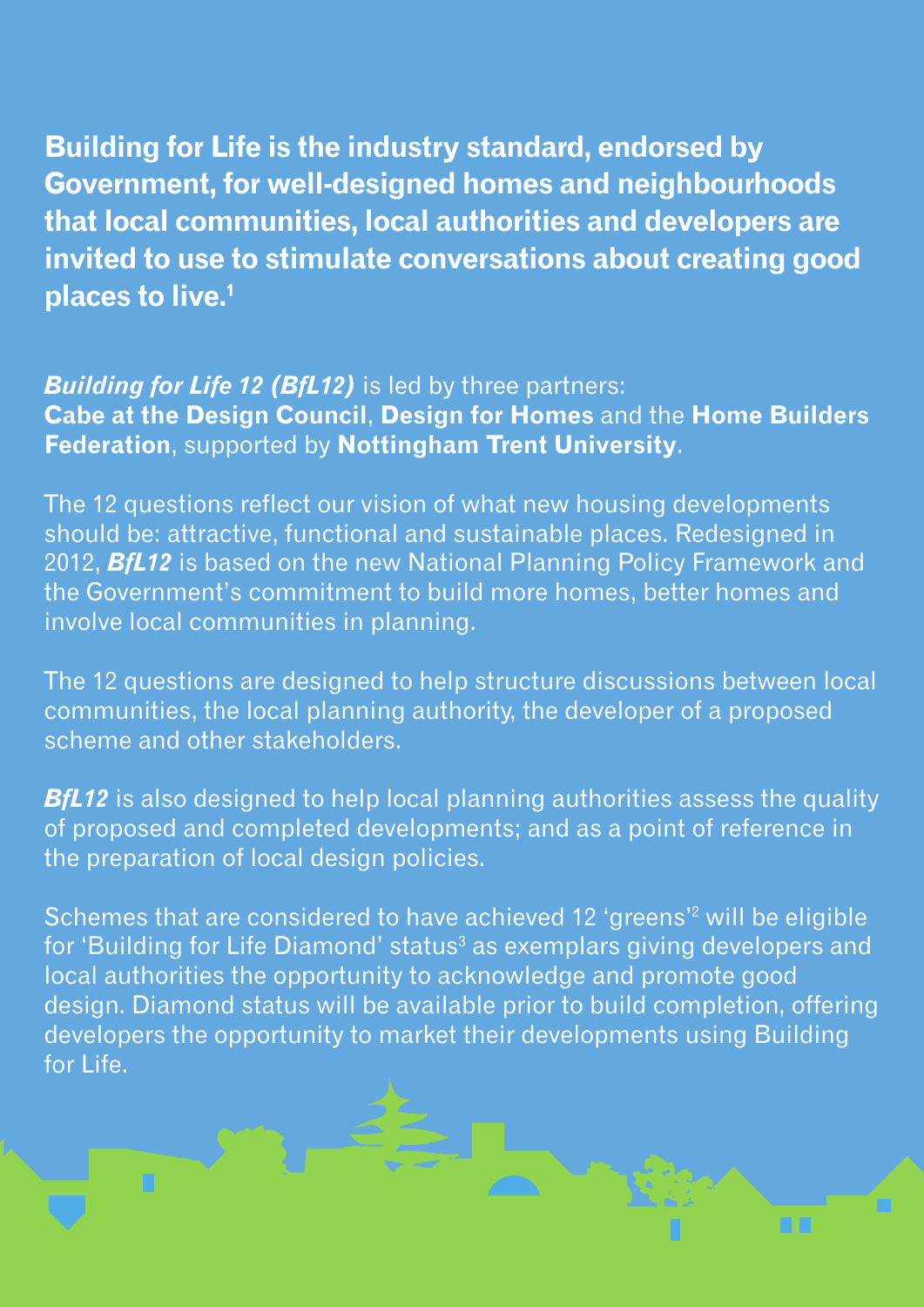**Building for Life is the industry standard, endorsed by Government, for well-designed homes and neighbourhoods that local communities, local authorities and developers are invited to use to stimulate conversations about creating good places to live.**[1]

***Building for Life 12 (BfL12)*** is led by three partners: **Cabe at the Design Council**, **Design for Homes** and the **Home Builders Federation**, supported by **Nottingham Trent University**.

The 12 questions reflect our vision of what new housing developments should be: attractive, functional and sustainable places. Redesigned in 2012, ***BfL12*** is based on the new National Planning Policy Framework and the Government's commitment to build more homes, better homes and involve local communities in planning.

The 12 questions are designed to help structure discussions between local communities, the local planning authority, the developer of a proposed scheme and other stakeholders.

***BfL12*** is also designed to help local planning authorities assess the quality of proposed and completed developments; and as a point of reference in the preparation of local design policies.

Schemes that are considered to have achieved 12 'greens'[2] will be eligible for 'Building for Life Diamond' status[3] as exemplars giving developers and local authorities the opportunity to acknowledge and promote good design. Diamond status will be available prior to build completion, offering developers the opportunity to market their developments using Building for Life.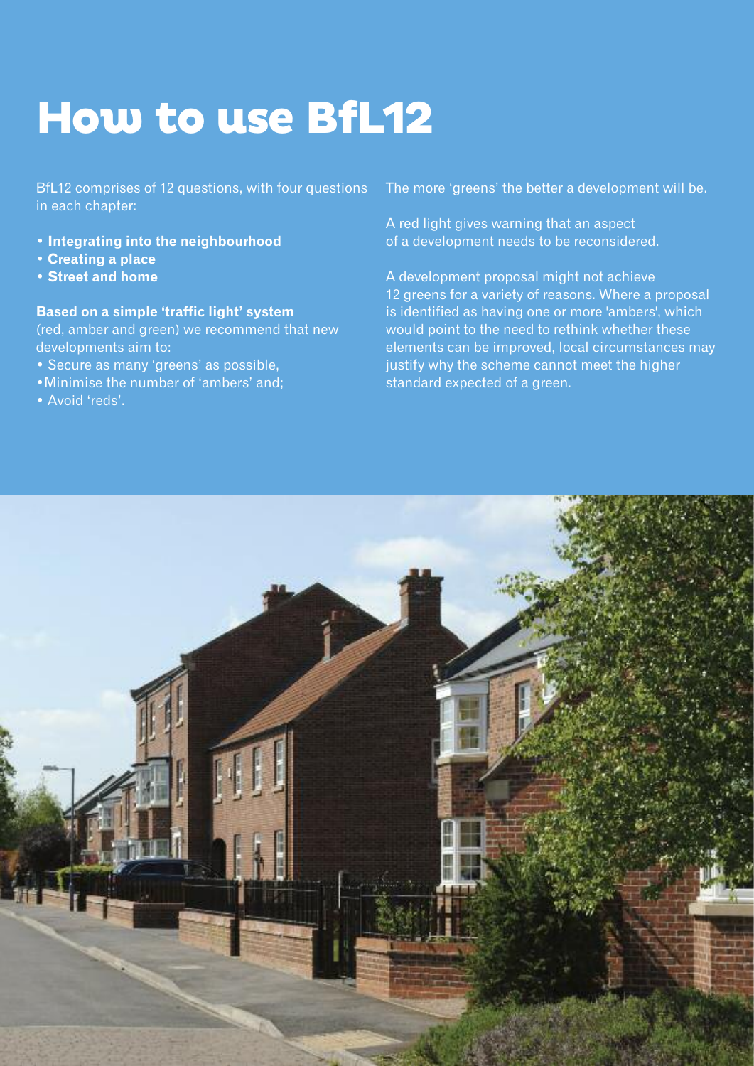# How to use BfL12

BfL12 comprises of 12 questions, with four questions in each chapter:

- **Integrating into the neighbourhood**
- **Creating a place**
- **Street and home**

**Based on a simple 'traffic light' system** (red, amber and green) we recommend that new developments aim to:

- Secure as many 'greens' as possible,
- Minimise the number of 'ambers' and;
- Avoid 'reds'.

The more 'greens' the better a development will be.

A red light gives warning that an aspect of a development needs to be reconsidered.

A development proposal might not achieve 12 greens for a variety of reasons. Where a proposal is identified as having one or more 'ambers', which would point to the need to rethink whether these elements can be improved, local circumstances may justify why the scheme cannot meet the higher standard expected of a green.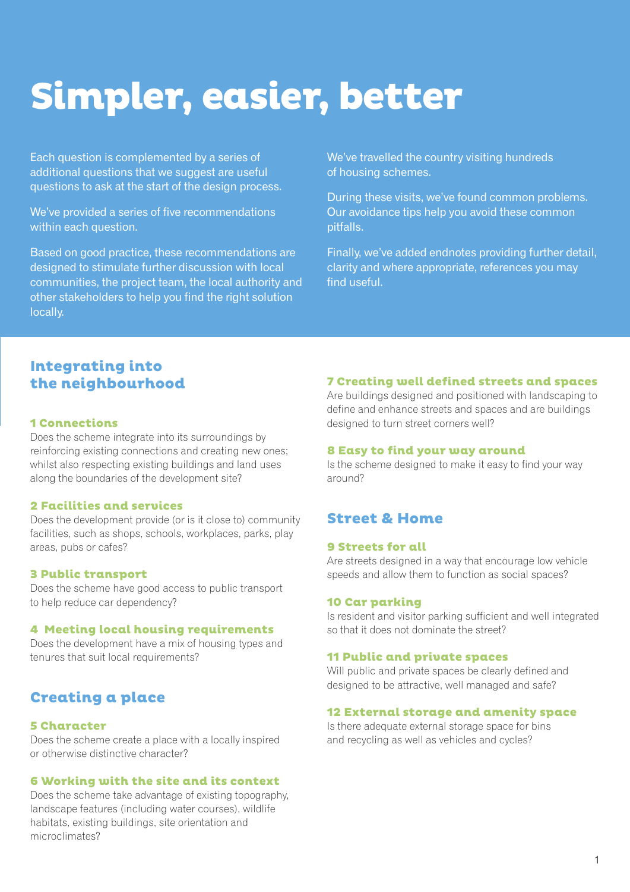# Simpler, easier, better

Each question is complemented by a series of additional questions that we suggest are useful questions to ask at the start of the design process.

We've provided a series of five recommendations within each question.

Based on good practice, these recommendations are designed to stimulate further discussion with local communities, the project team, the local authority and other stakeholders to help you find the right solution locally.

We've travelled the country visiting hundreds of housing schemes.

During these visits, we've found common problems. Our avoidance tips help you avoid these common pitfalls.

Finally, we've added endnotes providing further detail, clarity and where appropriate, references you may find useful.

## Integrating into the neighbourhood

### 1 Connections

Does the scheme integrate into its surroundings by reinforcing existing connections and creating new ones; whilst also respecting existing buildings and land uses along the boundaries of the development site?

### 2 Facilities and services

Does the development provide (or is it close to) community facilities, such as shops, schools, workplaces, parks, play areas, pubs or cafes?

### 3 Public transport

Does the scheme have good access to public transport to help reduce car dependency?

### 4 Meeting local housing requirements

Does the development have a mix of housing types and tenures that suit local requirements?

## Creating a place

### 5 Character

Does the scheme create a place with a locally inspired or otherwise distinctive character?

### 6 Working with the site and its context

Does the scheme take advantage of existing topography, landscape features (including water courses), wildlife habitats, existing buildings, site orientation and microclimates?

### 7 Creating well defined streets and spaces

Are buildings designed and positioned with landscaping to define and enhance streets and spaces and are buildings designed to turn street corners well?

### 8 Easy to find your way around

Is the scheme designed to make it easy to find your way around?

## Street & Home

### 9 Streets for all

Are streets designed in a way that encourage low vehicle speeds and allow them to function as social spaces?

### 10 Car parking

Is resident and visitor parking sufficient and well integrated so that it does not dominate the street?

### 11 Public and private spaces

Will public and private spaces be clearly defined and designed to be attractive, well managed and safe?

### 12 External storage and amenity space

Is there adequate external storage space for bins and recycling as well as vehicles and cycles?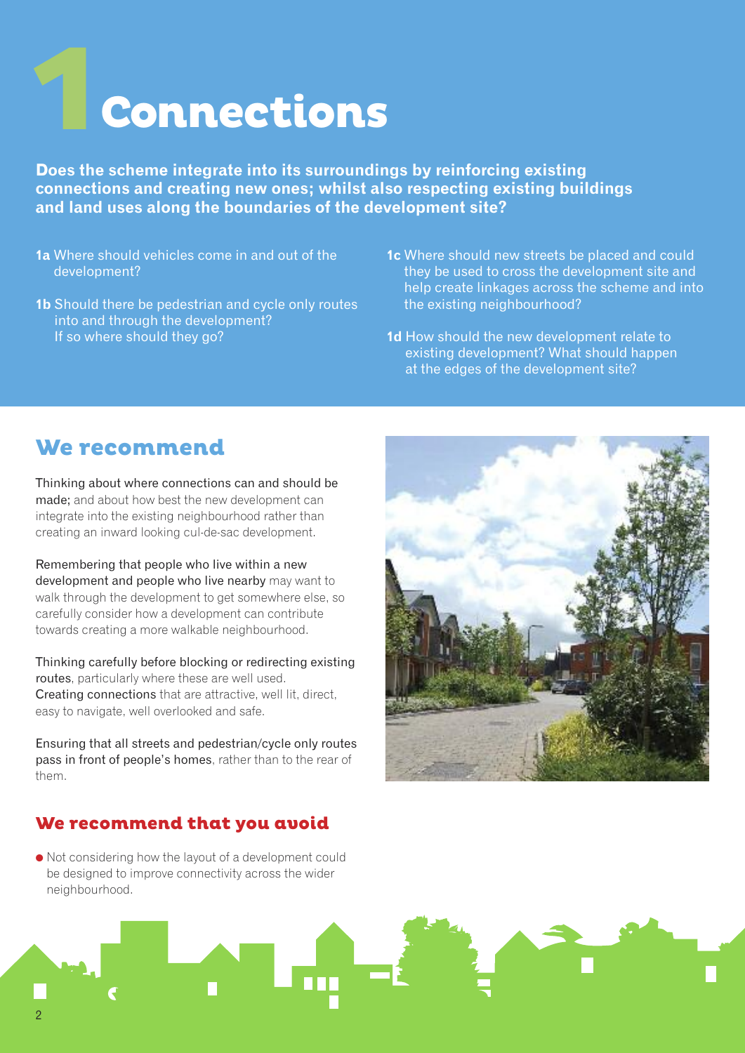# 1 Connections

**Does the scheme integrate into its surroundings by reinforcing existing connections and creating new ones; whilst also respecting existing buildings and land uses along the boundaries of the development site?**

**1a** Where should vehicles come in and out of the development?

**1b** Should there be pedestrian and cycle only routes into and through the development? If so where should they go?

**1c** Where should new streets be placed and could they be used to cross the development site and help create linkages across the scheme and into the existing neighbourhood?

**1d** How should the new development relate to existing development? What should happen at the edges of the development site?

## We recommend

Thinking about where connections can and should be made; and about how best the new development can integrate into the existing neighbourhood rather than creating an inward looking cul-de-sac development.

Remembering that people who live within a new development and people who live nearby may want to walk through the development to get somewhere else, so carefully consider how a development can contribute towards creating a more walkable neighbourhood.

Thinking carefully before blocking or redirecting existing routes, particularly where these are well used. Creating connections that are attractive, well lit, direct, easy to navigate, well overlooked and safe.

Ensuring that all streets and pedestrian/cycle only routes pass in front of people's homes, rather than to the rear of them.

## We recommend that you avoid

- Not considering how the layout of a development could be designed to improve connectivity across the wider neighbourhood.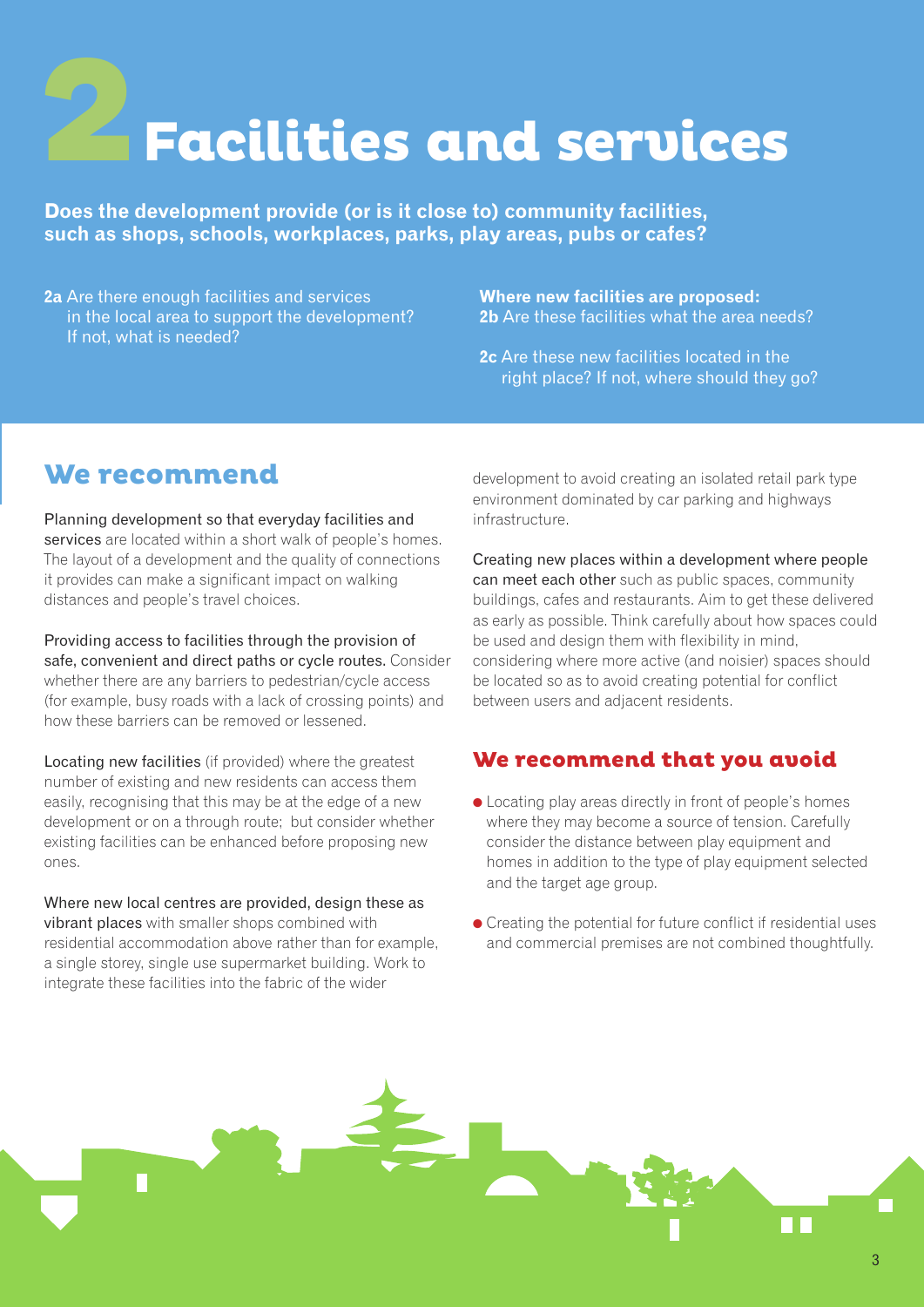# 2 Facilities and services

**Does the development provide (or is it close to) community facilities, such as shops, schools, workplaces, parks, play areas, pubs or cafes?**

**2a** Are there enough facilities and services in the local area to support the development? If not, what is needed?

**Where new facilities are proposed:**
**2b** Are these facilities what the area needs?

**2c** Are these new facilities located in the right place? If not, where should they go?

## We recommend

Planning development so that everyday facilities and services are located within a short walk of people's homes. The layout of a development and the quality of connections it provides can make a significant impact on walking distances and people's travel choices.

Providing access to facilities through the provision of safe, convenient and direct paths or cycle routes. Consider whether there are any barriers to pedestrian/cycle access (for example, busy roads with a lack of crossing points) and how these barriers can be removed or lessened.

Locating new facilities (if provided) where the greatest number of existing and new residents can access them easily, recognising that this may be at the edge of a new development or on a through route; but consider whether existing facilities can be enhanced before proposing new ones.

Where new local centres are provided, design these as vibrant places with smaller shops combined with residential accommodation above rather than for example, a single storey, single use supermarket building. Work to integrate these facilities into the fabric of the wider development to avoid creating an isolated retail park type environment dominated by car parking and highways infrastructure.

Creating new places within a development where people can meet each other such as public spaces, community buildings, cafes and restaurants. Aim to get these delivered as early as possible. Think carefully about how spaces could be used and design them with flexibility in mind, considering where more active (and noisier) spaces should be located so as to avoid creating potential for conflict between users and adjacent residents.

## We recommend that you avoid

- Locating play areas directly in front of people's homes where they may become a source of tension. Carefully consider the distance between play equipment and homes in addition to the type of play equipment selected and the target age group.
- Creating the potential for future conflict if residential uses and commercial premises are not combined thoughtfully.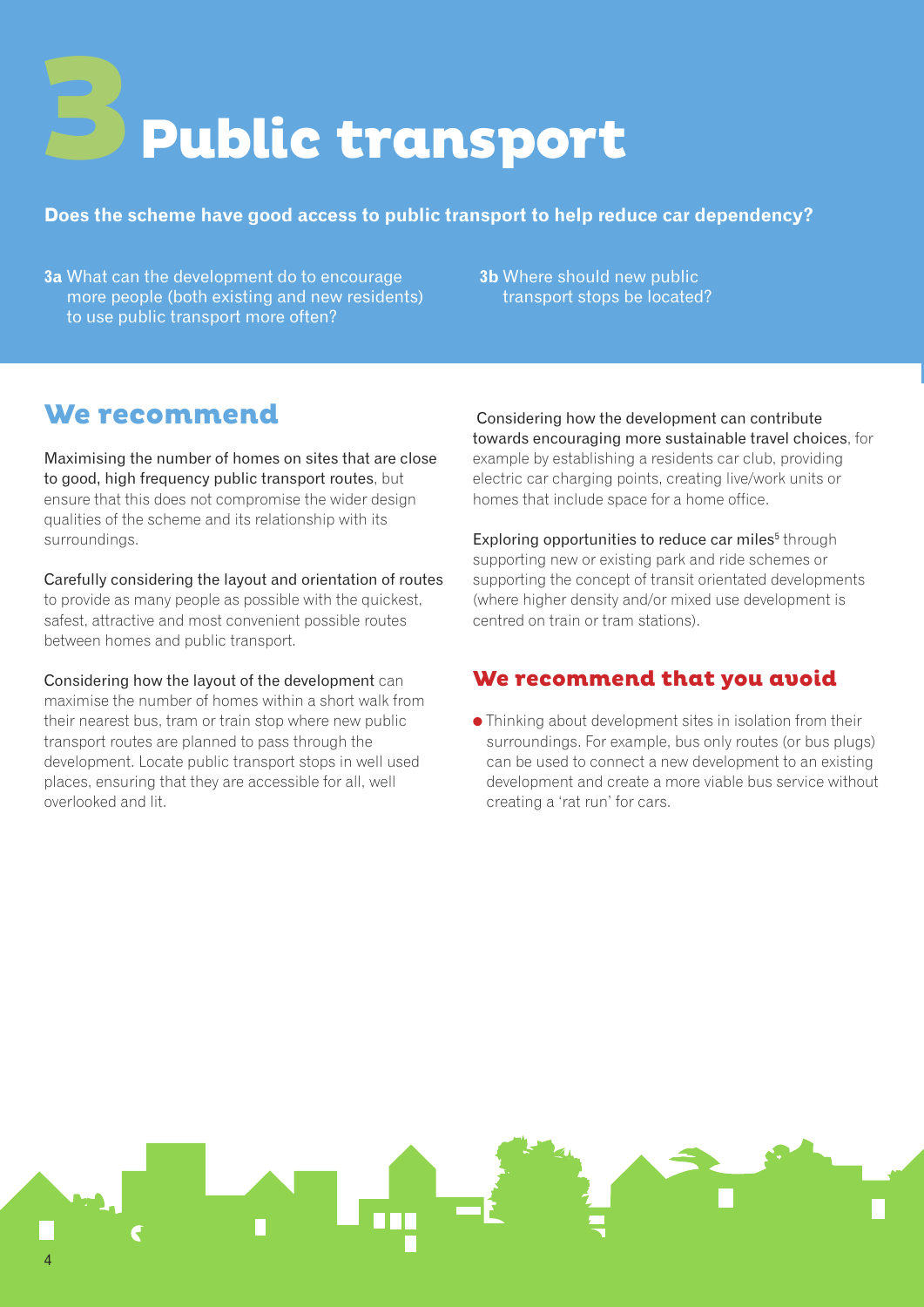# 3 Public transport

**Does the scheme have good access to public transport to help reduce car dependency?**

**3a** What can the development do to encourage more people (both existing and new residents) to use public transport more often?

**3b** Where should new public transport stops be located?

## We recommend

Maximising the number of homes on sites that are close to good, high frequency public transport routes, but ensure that this does not compromise the wider design qualities of the scheme and its relationship with its surroundings.

Carefully considering the layout and orientation of routes to provide as many people as possible with the quickest, safest, attractive and most convenient possible routes between homes and public transport.

Considering how the layout of the development can maximise the number of homes within a short walk from their nearest bus, tram or train stop where new public transport routes are planned to pass through the development. Locate public transport stops in well used places, ensuring that they are accessible for all, well overlooked and lit.

Considering how the development can contribute towards encouraging more sustainable travel choices, for example by establishing a residents car club, providing electric car charging points, creating live/work units or homes that include space for a home office.

Exploring opportunities to reduce car miles[5] through supporting new or existing park and ride schemes or supporting the concept of transit orientated developments (where higher density and/or mixed use development is centred on train or tram stations).

## We recommend that you avoid

- Thinking about development sites in isolation from their surroundings. For example, bus only routes (or bus plugs) can be used to connect a new development to an existing development and create a more viable bus service without creating a 'rat run' for cars.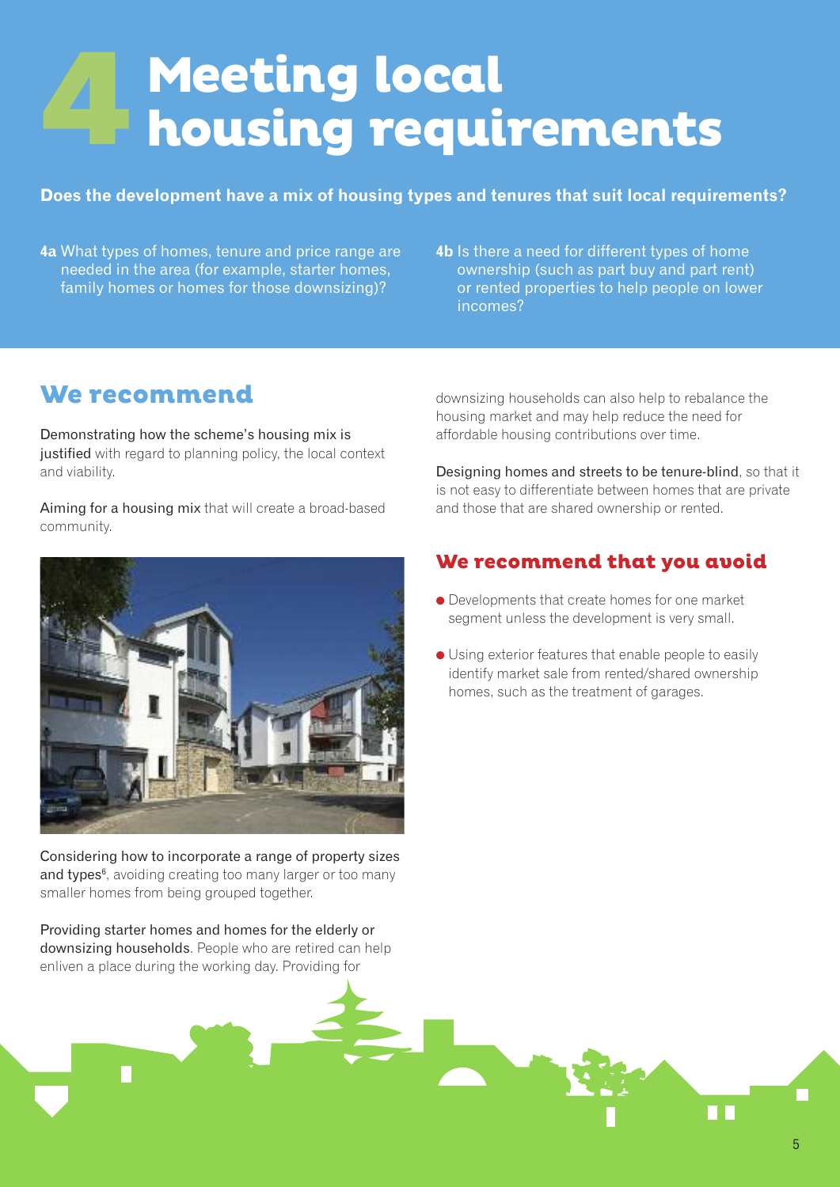# 4 Meeting local housing requirements

**Does the development have a mix of housing types and tenures that suit local requirements?**

**4a** What types of homes, tenure and price range are needed in the area (for example, starter homes, family homes or homes for those downsizing)?

**4b** Is there a need for different types of home ownership (such as part buy and part rent) or rented properties to help people on lower incomes?

## We recommend

Demonstrating how the scheme's housing mix is justified with regard to planning policy, the local context and viability.

Aiming for a housing mix that will create a broad-based community.

Considering how to incorporate a range of property sizes and types[6], avoiding creating too many larger or too many smaller homes from being grouped together.

Providing starter homes and homes for the elderly or downsizing households. People who are retired can help enliven a place during the working day. Providing for downsizing households can also help to rebalance the housing market and may help reduce the need for affordable housing contributions over time.

Designing homes and streets to be tenure-blind, so that it is not easy to differentiate between homes that are private and those that are shared ownership or rented.

## We recommend that you avoid

- Developments that create homes for one market segment unless the development is very small.
- Using exterior features that enable people to easily identify market sale from rented/shared ownership homes, such as the treatment of garages.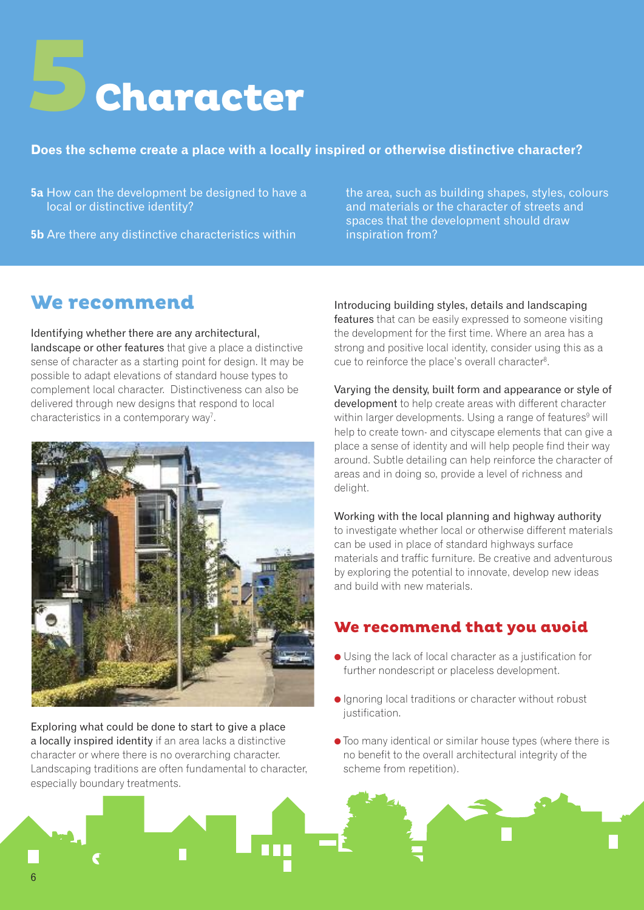# 5 Character

**Does the scheme create a place with a locally inspired or otherwise distinctive character?**

**5a** How can the development be designed to have a local or distinctive identity?

**5b** Are there any distinctive characteristics within the area, such as building shapes, styles, colours and materials or the character of streets and spaces that the development should draw inspiration from?

## We recommend

Identifying whether there are any architectural, landscape or other features that give a place a distinctive sense of character as a starting point for design. It may be possible to adapt elevations of standard house types to complement local character. Distinctiveness can also be delivered through new designs that respond to local characteristics in a contemporary way[7].

Exploring what could be done to start to give a place a locally inspired identity if an area lacks a distinctive character or where there is no overarching character. Landscaping traditions are often fundamental to character, especially boundary treatments.

Introducing building styles, details and landscaping features that can be easily expressed to someone visiting the development for the first time. Where an area has a strong and positive local identity, consider using this as a cue to reinforce the place's overall character[8].

Varying the density, built form and appearance or style of development to help create areas with different character within larger developments. Using a range of features[9] will help to create town- and cityscape elements that can give a place a sense of identity and will help people find their way around. Subtle detailing can help reinforce the character of areas and in doing so, provide a level of richness and delight.

Working with the local planning and highway authority to investigate whether local or otherwise different materials can be used in place of standard highways surface materials and traffic furniture. Be creative and adventurous by exploring the potential to innovate, develop new ideas and build with new materials.

## We recommend that you avoid

- Using the lack of local character as a justification for further nondescript or placeless development.
- Ignoring local traditions or character without robust justification.
- Too many identical or similar house types (where there is no benefit to the overall architectural integrity of the scheme from repetition).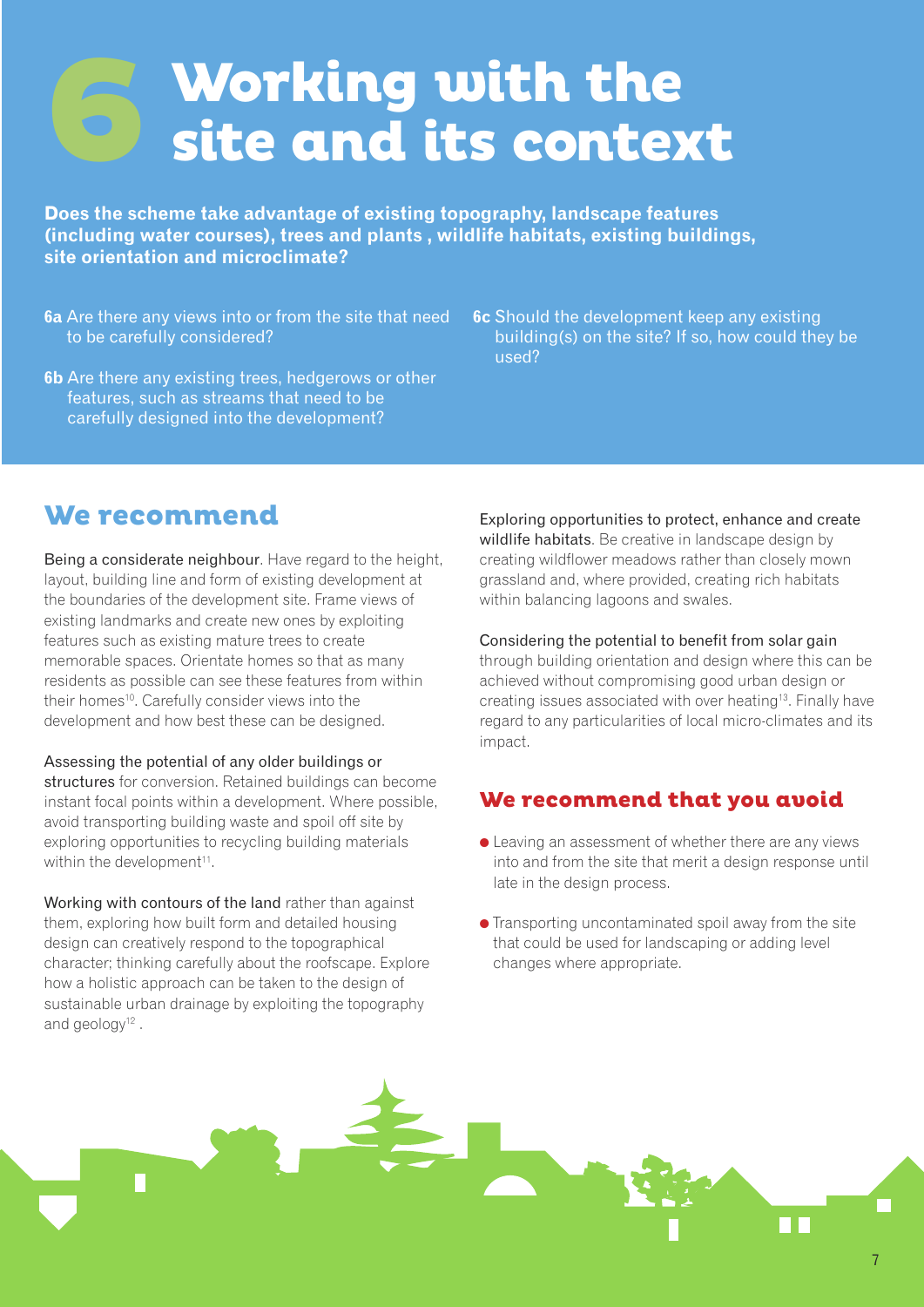# 6 Working with the site and its context

**Does the scheme take advantage of existing topography, landscape features (including water courses), trees and plants , wildlife habitats, existing buildings, site orientation and microclimate?**

**6a** Are there any views into or from the site that need to be carefully considered?

**6b** Are there any existing trees, hedgerows or other features, such as streams that need to be carefully designed into the development?

**6c** Should the development keep any existing building(s) on the site? If so, how could they be used?

## We recommend

Being a considerate neighbour. Have regard to the height, layout, building line and form of existing development at the boundaries of the development site. Frame views of existing landmarks and create new ones by exploiting features such as existing mature trees to create memorable spaces. Orientate homes so that as many residents as possible can see these features from within their homes[10]. Carefully consider views into the development and how best these can be designed.

Assessing the potential of any older buildings or structures for conversion. Retained buildings can become instant focal points within a development. Where possible, avoid transporting building waste and spoil off site by exploring opportunities to recycling building materials within the development[11].

Working with contours of the land rather than against them, exploring how built form and detailed housing design can creatively respond to the topographical character; thinking carefully about the roofscape. Explore how a holistic approach can be taken to the design of sustainable urban drainage by exploiting the topography and geology[12] .

Exploring opportunities to protect, enhance and create wildlife habitats. Be creative in landscape design by creating wildflower meadows rather than closely mown grassland and, where provided, creating rich habitats within balancing lagoons and swales.

Considering the potential to benefit from solar gain through building orientation and design where this can be achieved without compromising good urban design or creating issues associated with over heating[13]. Finally have regard to any particularities of local micro-climates and its impact.

## We recommend that you avoid

- Leaving an assessment of whether there are any views into and from the site that merit a design response until late in the design process.
- Transporting uncontaminated spoil away from the site that could be used for landscaping or adding level changes where appropriate.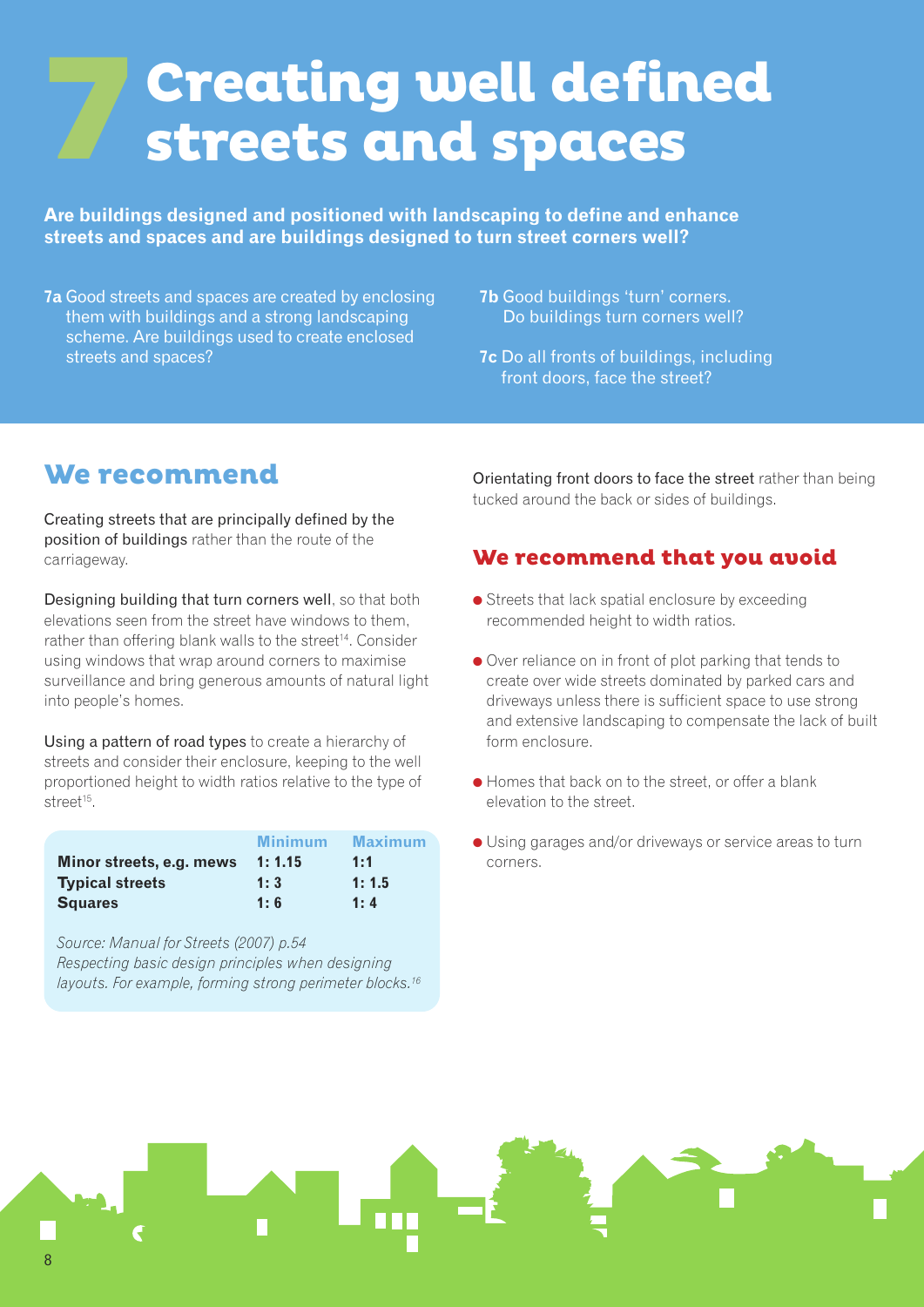# 7 Creating well defined streets and spaces

**Are buildings designed and positioned with landscaping to define and enhance streets and spaces and are buildings designed to turn street corners well?**

**7a** Good streets and spaces are created by enclosing them with buildings and a strong landscaping scheme. Are buildings used to create enclosed streets and spaces?

**7b** Good buildings 'turn' corners. Do buildings turn corners well?

**7c** Do all fronts of buildings, including front doors, face the street?

## We recommend

Creating streets that are principally defined by the position of buildings rather than the route of the carriageway.

Designing building that turn corners well, so that both elevations seen from the street have windows to them, rather than offering blank walls to the street[14]. Consider using windows that wrap around corners to maximise surveillance and bring generous amounts of natural light into people's homes.

Using a pattern of road types to create a hierarchy of streets and consider their enclosure, keeping to the well proportioned height to width ratios relative to the type of street[15].

| | Minimum | Maximum |
|---|---|---|
| **Minor streets, e.g. mews** | **1: 1.15** | **1:1** |
| **Typical streets** | **1: 3** | **1: 1.5** |
| **Squares** | **1: 6** | **1: 4** |

*Source: Manual for Streets (2007) p.54*

*Respecting basic design principles when designing layouts. For example, forming strong perimeter blocks.[16]*

Orientating front doors to face the street rather than being tucked around the back or sides of buildings.

## We recommend that you avoid

- Streets that lack spatial enclosure by exceeding recommended height to width ratios.
- Over reliance on in front of plot parking that tends to create over wide streets dominated by parked cars and driveways unless there is sufficient space to use strong and extensive landscaping to compensate the lack of built form enclosure.
- Homes that back on to the street, or offer a blank elevation to the street.
- Using garages and/or driveways or service areas to turn corners.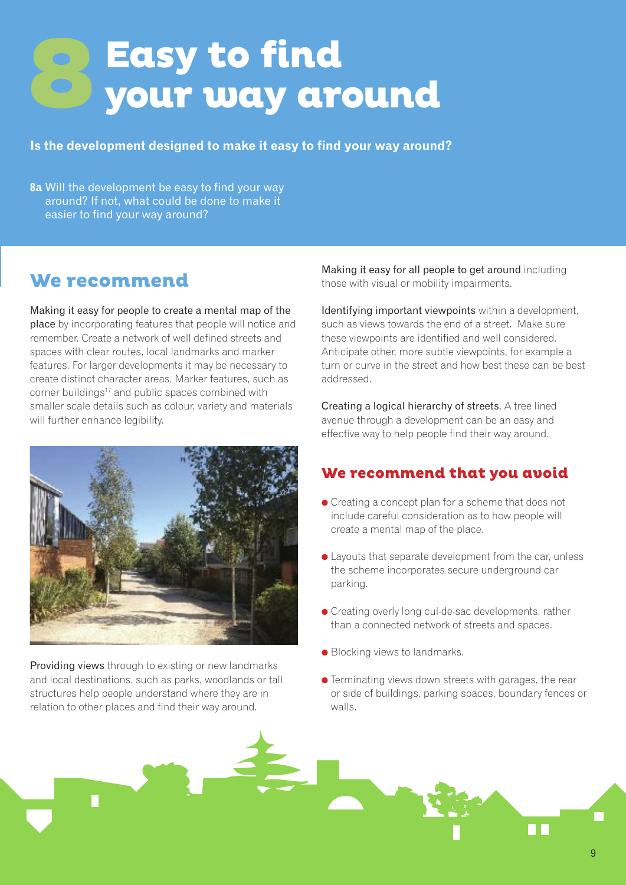# 8 Easy to find your way around

**Is the development designed to make it easy to find your way around?**

**8a** Will the development be easy to find your way around? If not, what could be done to make it easier to find your way around?

## We recommend

Making it easy for people to create a mental map of the place by incorporating features that people will notice and remember. Create a network of well defined streets and spaces with clear routes, local landmarks and marker features. For larger developments it may be necessary to create distinct character areas. Marker features, such as corner buildings[17] and public spaces combined with smaller scale details such as colour, variety and materials will further enhance legibility.

Providing views through to existing or new landmarks and local destinations, such as parks, woodlands or tall structures help people understand where they are in relation to other places and find their way around.

Making it easy for all people to get around including those with visual or mobility impairments.

Identifying important viewpoints within a development, such as views towards the end of a street. Make sure these viewpoints are identified and well considered. Anticipate other, more subtle viewpoints, for example a turn or curve in the street and how best these can be best addressed.

Creating a logical hierarchy of streets. A tree lined avenue through a development can be an easy and effective way to help people find their way around.

## We recommend that you avoid

- Creating a concept plan for a scheme that does not include careful consideration as to how people will create a mental map of the place.
- Layouts that separate development from the car, unless the scheme incorporates secure underground car parking.
- Creating overly long cul-de-sac developments, rather than a connected network of streets and spaces.
- Blocking views to landmarks.
- Terminating views down streets with garages, the rear or side of buildings, parking spaces, boundary fences or walls.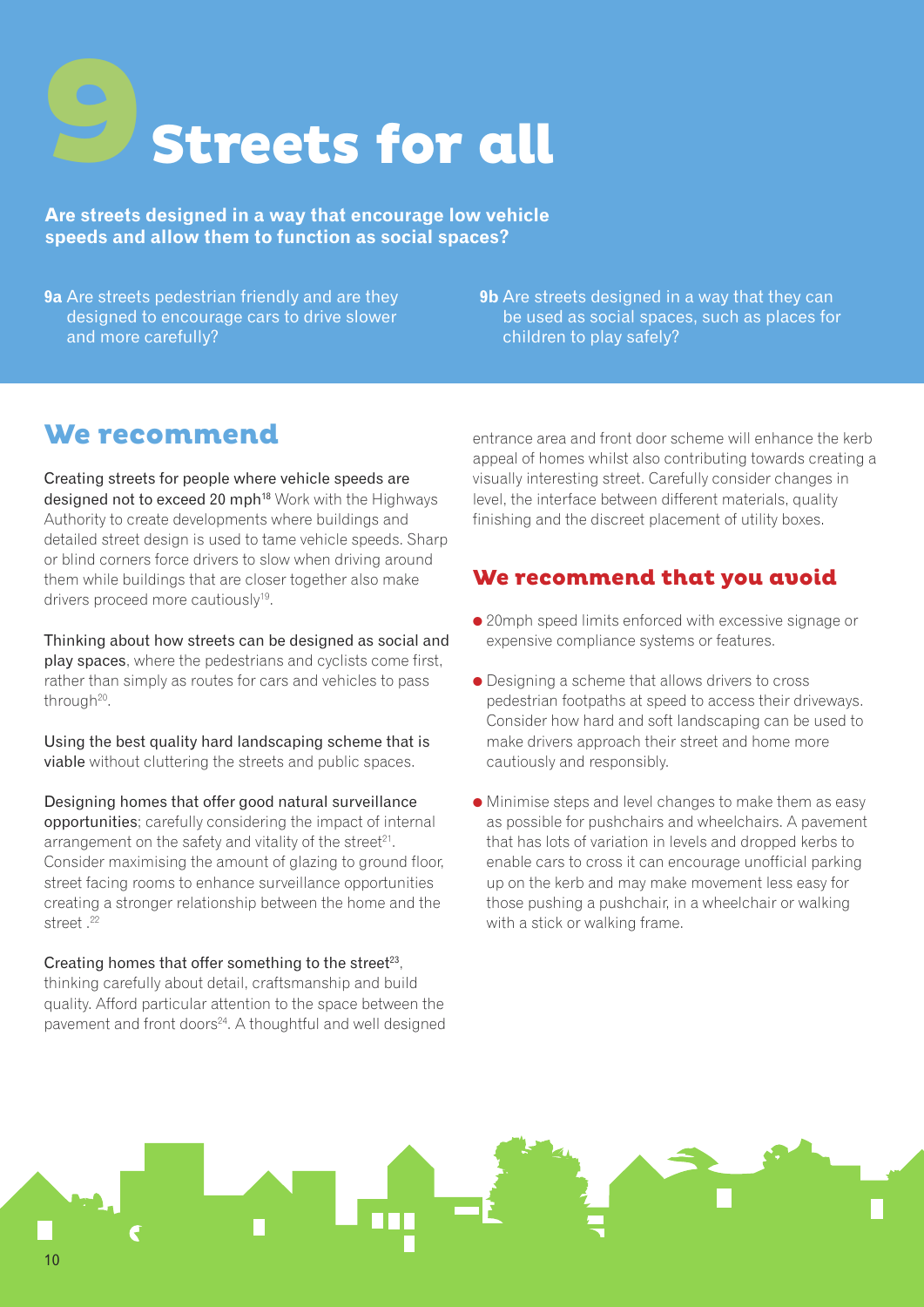# 9 Streets for all

**Are streets designed in a way that encourage low vehicle speeds and allow them to function as social spaces?**

**9a** Are streets pedestrian friendly and are they designed to encourage cars to drive slower and more carefully?

**9b** Are streets designed in a way that they can be used as social spaces, such as places for children to play safely?

## We recommend

Creating streets for people where vehicle speeds are designed not to exceed 20 mph[18] Work with the Highways Authority to create developments where buildings and detailed street design is used to tame vehicle speeds. Sharp or blind corners force drivers to slow when driving around them while buildings that are closer together also make drivers proceed more cautiously[19].

Thinking about how streets can be designed as social and play spaces, where the pedestrians and cyclists come first, rather than simply as routes for cars and vehicles to pass through[20].

Using the best quality hard landscaping scheme that is viable without cluttering the streets and public spaces.

Designing homes that offer good natural surveillance opportunities; carefully considering the impact of internal arrangement on the safety and vitality of the street[21]. Consider maximising the amount of glazing to ground floor, street facing rooms to enhance surveillance opportunities creating a stronger relationship between the home and the street .[22]

Creating homes that offer something to the street[23], thinking carefully about detail, craftsmanship and build quality. Afford particular attention to the space between the pavement and front doors[24]. A thoughtful and well designed entrance area and front door scheme will enhance the kerb appeal of homes whilst also contributing towards creating a visually interesting street. Carefully consider changes in level, the interface between different materials, quality finishing and the discreet placement of utility boxes.

## We recommend that you avoid

- 20mph speed limits enforced with excessive signage or expensive compliance systems or features.
- Designing a scheme that allows drivers to cross pedestrian footpaths at speed to access their driveways. Consider how hard and soft landscaping can be used to make drivers approach their street and home more cautiously and responsibly.
- Minimise steps and level changes to make them as easy as possible for pushchairs and wheelchairs. A pavement that has lots of variation in levels and dropped kerbs to enable cars to cross it can encourage unofficial parking up on the kerb and may make movement less easy for those pushing a pushchair, in a wheelchair or walking with a stick or walking frame.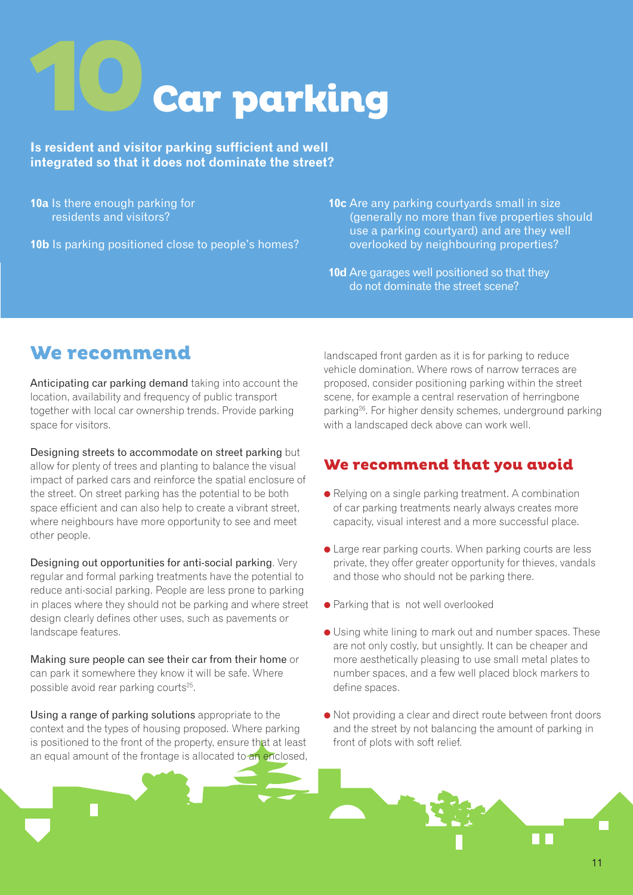# 10 Car parking

**Is resident and visitor parking sufficient and well integrated so that it does not dominate the street?**

**10a** Is there enough parking for residents and visitors?

**10b** Is parking positioned close to people's homes?

**10c** Are any parking courtyards small in size (generally no more than five properties should use a parking courtyard) and are they well overlooked by neighbouring properties?

**10d** Are garages well positioned so that they do not dominate the street scene?

## We recommend

Anticipating car parking demand taking into account the location, availability and frequency of public transport together with local car ownership trends. Provide parking space for visitors.

Designing streets to accommodate on street parking but allow for plenty of trees and planting to balance the visual impact of parked cars and reinforce the spatial enclosure of the street. On street parking has the potential to be both space efficient and can also help to create a vibrant street, where neighbours have more opportunity to see and meet other people.

Designing out opportunities for anti-social parking. Very regular and formal parking treatments have the potential to reduce anti-social parking. People are less prone to parking in places where they should not be parking and where street design clearly defines other uses, such as pavements or landscape features.

Making sure people can see their car from their home or can park it somewhere they know it will be safe. Where possible avoid rear parking courts[25].

Using a range of parking solutions appropriate to the context and the types of housing proposed. Where parking is positioned to the front of the property, ensure that at least an equal amount of the frontage is allocated to an enclosed, landscaped front garden as it is for parking to reduce vehicle domination. Where rows of narrow terraces are proposed, consider positioning parking within the street scene, for example a central reservation of herringbone parking[26]. For higher density schemes, underground parking with a landscaped deck above can work well.

## We recommend that you avoid

- Relying on a single parking treatment. A combination of car parking treatments nearly always creates more capacity, visual interest and a more successful place.
- Large rear parking courts. When parking courts are less private, they offer greater opportunity for thieves, vandals and those who should not be parking there.
- Parking that is not well overlooked
- Using white lining to mark out and number spaces. These are not only costly, but unsightly. It can be cheaper and more aesthetically pleasing to use small metal plates to number spaces, and a few well placed block markers to define spaces.
- Not providing a clear and direct route between front doors and the street by not balancing the amount of parking in front of plots with soft relief.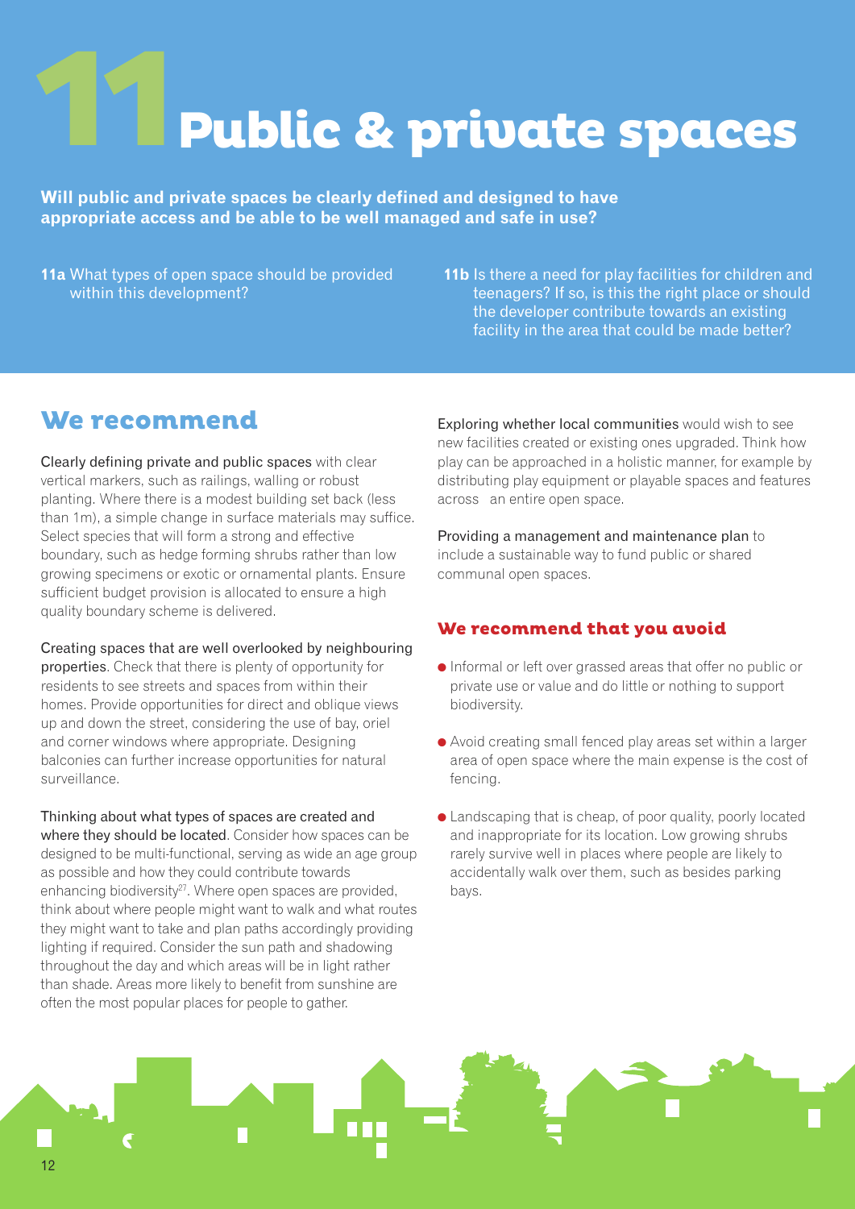# 11 Public & private spaces

**Will public and private spaces be clearly defined and designed to have appropriate access and be able to be well managed and safe in use?**

**11a** What types of open space should be provided within this development?

**11b** Is there a need for play facilities for children and teenagers? If so, is this the right place or should the developer contribute towards an existing facility in the area that could be made better?

## We recommend

Clearly defining private and public spaces with clear vertical markers, such as railings, walling or robust planting. Where there is a modest building set back (less than 1m), a simple change in surface materials may suffice. Select species that will form a strong and effective boundary, such as hedge forming shrubs rather than low growing specimens or exotic or ornamental plants. Ensure sufficient budget provision is allocated to ensure a high quality boundary scheme is delivered.

Creating spaces that are well overlooked by neighbouring properties. Check that there is plenty of opportunity for residents to see streets and spaces from within their homes. Provide opportunities for direct and oblique views up and down the street, considering the use of bay, oriel and corner windows where appropriate. Designing balconies can further increase opportunities for natural surveillance.

Thinking about what types of spaces are created and where they should be located. Consider how spaces can be designed to be multi-functional, serving as wide an age group as possible and how they could contribute towards enhancing biodiversity[27]. Where open spaces are provided, think about where people might want to walk and what routes they might want to take and plan paths accordingly providing lighting if required. Consider the sun path and shadowing throughout the day and which areas will be in light rather than shade. Areas more likely to benefit from sunshine are often the most popular places for people to gather.

Exploring whether local communities would wish to see new facilities created or existing ones upgraded. Think how play can be approached in a holistic manner, for example by distributing play equipment or playable spaces and features across an entire open space.

Providing a management and maintenance plan to include a sustainable way to fund public or shared communal open spaces.

### We recommend that you avoid

- Informal or left over grassed areas that offer no public or private use or value and do little or nothing to support biodiversity.
- Avoid creating small fenced play areas set within a larger area of open space where the main expense is the cost of fencing.
- Landscaping that is cheap, of poor quality, poorly located and inappropriate for its location. Low growing shrubs rarely survive well in places where people are likely to accidentally walk over them, such as besides parking bays.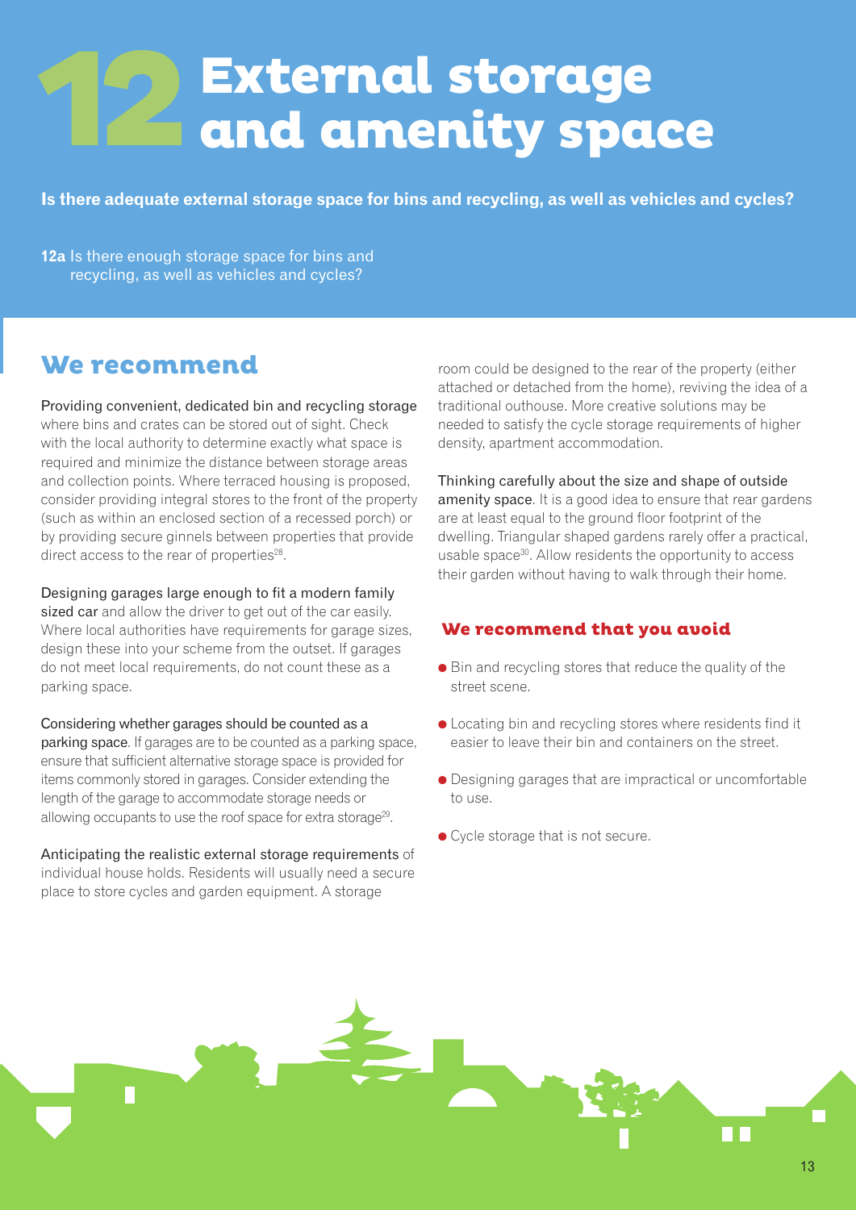# 12 External storage and amenity space

**Is there adequate external storage space for bins and recycling, as well as vehicles and cycles?**

**12a** Is there enough storage space for bins and recycling, as well as vehicles and cycles?

## We recommend

Providing convenient, dedicated bin and recycling storage where bins and crates can be stored out of sight. Check with the local authority to determine exactly what space is required and minimize the distance between storage areas and collection points. Where terraced housing is proposed, consider providing integral stores to the front of the property (such as within an enclosed section of a recessed porch) or by providing secure ginnels between properties that provide direct access to the rear of properties[28].

Designing garages large enough to fit a modern family sized car and allow the driver to get out of the car easily. Where local authorities have requirements for garage sizes, design these into your scheme from the outset. If garages do not meet local requirements, do not count these as a parking space.

Considering whether garages should be counted as a parking space. If garages are to be counted as a parking space, ensure that sufficient alternative storage space is provided for items commonly stored in garages. Consider extending the length of the garage to accommodate storage needs or allowing occupants to use the roof space for extra storage[29].

Anticipating the realistic external storage requirements of individual house holds. Residents will usually need a secure place to store cycles and garden equipment. A storage room could be designed to the rear of the property (either attached or detached from the home), reviving the idea of a traditional outhouse. More creative solutions may be needed to satisfy the cycle storage requirements of higher density, apartment accommodation.

Thinking carefully about the size and shape of outside amenity space. It is a good idea to ensure that rear gardens are at least equal to the ground floor footprint of the dwelling. Triangular shaped gardens rarely offer a practical, usable space[30]. Allow residents the opportunity to access their garden without having to walk through their home.

### We recommend that you avoid

- Bin and recycling stores that reduce the quality of the street scene.
- Locating bin and recycling stores where residents find it easier to leave their bin and containers on the street.
- Designing garages that are impractical or uncomfortable to use.
- Cycle storage that is not secure.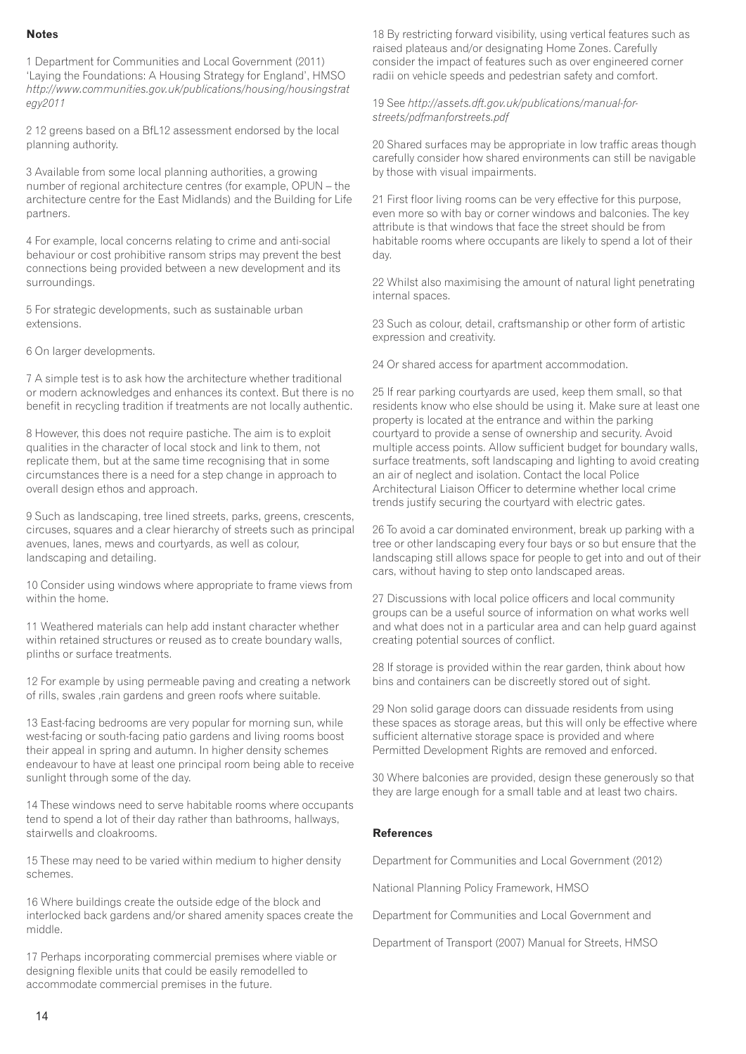**Notes**

1 Department for Communities and Local Government (2011) 'Laying the Foundations: A Housing Strategy for England', HMSO *http://www.communities.gov.uk/publications/housing/housingstrategy2011*

2 12 greens based on a BfL12 assessment endorsed by the local planning authority.

3 Available from some local planning authorities, a growing number of regional architecture centres (for example, OPUN – the architecture centre for the East Midlands) and the Building for Life partners.

4 For example, local concerns relating to crime and anti-social behaviour or cost prohibitive ransom strips may prevent the best connections being provided between a new development and its surroundings.

5 For strategic developments, such as sustainable urban extensions.

6 On larger developments.

7 A simple test is to ask how the architecture whether traditional or modern acknowledges and enhances its context. But there is no benefit in recycling tradition if treatments are not locally authentic.

8 However, this does not require pastiche. The aim is to exploit qualities in the character of local stock and link to them, not replicate them, but at the same time recognising that in some circumstances there is a need for a step change in approach to overall design ethos and approach.

9 Such as landscaping, tree lined streets, parks, greens, crescents, circuses, squares and a clear hierarchy of streets such as principal avenues, lanes, mews and courtyards, as well as colour, landscaping and detailing.

10 Consider using windows where appropriate to frame views from within the home.

11 Weathered materials can help add instant character whether within retained structures or reused as to create boundary walls, plinths or surface treatments.

12 For example by using permeable paving and creating a network of rills, swales ,rain gardens and green roofs where suitable.

13 East-facing bedrooms are very popular for morning sun, while west-facing or south-facing patio gardens and living rooms boost their appeal in spring and autumn. In higher density schemes endeavour to have at least one principal room being able to receive sunlight through some of the day.

14 These windows need to serve habitable rooms where occupants tend to spend a lot of their day rather than bathrooms, hallways, stairwells and cloakrooms.

15 These may need to be varied within medium to higher density schemes.

16 Where buildings create the outside edge of the block and interlocked back gardens and/or shared amenity spaces create the middle.

17 Perhaps incorporating commercial premises where viable or designing flexible units that could be easily remodelled to accommodate commercial premises in the future.

18 By restricting forward visibility, using vertical features such as raised plateaus and/or designating Home Zones. Carefully consider the impact of features such as over engineered corner radii on vehicle speeds and pedestrian safety and comfort.

19 See *http://assets.dft.gov.uk/publications/manual-for-streets/pdfmanforstreets.pdf*

20 Shared surfaces may be appropriate in low traffic areas though carefully consider how shared environments can still be navigable by those with visual impairments.

21 First floor living rooms can be very effective for this purpose, even more so with bay or corner windows and balconies. The key attribute is that windows that face the street should be from habitable rooms where occupants are likely to spend a lot of their day.

22 Whilst also maximising the amount of natural light penetrating internal spaces.

23 Such as colour, detail, craftsmanship or other form of artistic expression and creativity.

24 Or shared access for apartment accommodation.

25 If rear parking courtyards are used, keep them small, so that residents know who else should be using it. Make sure at least one property is located at the entrance and within the parking courtyard to provide a sense of ownership and security. Avoid multiple access points. Allow sufficient budget for boundary walls, surface treatments, soft landscaping and lighting to avoid creating an air of neglect and isolation. Contact the local Police Architectural Liaison Officer to determine whether local crime trends justify securing the courtyard with electric gates.

26 To avoid a car dominated environment, break up parking with a tree or other landscaping every four bays or so but ensure that the landscaping still allows space for people to get into and out of their cars, without having to step onto landscaped areas.

27 Discussions with local police officers and local community groups can be a useful source of information on what works well and what does not in a particular area and can help guard against creating potential sources of conflict.

28 If storage is provided within the rear garden, think about how bins and containers can be discreetly stored out of sight.

29 Non solid garage doors can dissuade residents from using these spaces as storage areas, but this will only be effective where sufficient alternative storage space is provided and where Permitted Development Rights are removed and enforced.

30 Where balconies are provided, design these generously so that they are large enough for a small table and at least two chairs.

**References**

Department for Communities and Local Government (2012)

National Planning Policy Framework, HMSO

Department for Communities and Local Government and

Department of Transport (2007) Manual for Streets, HMSO